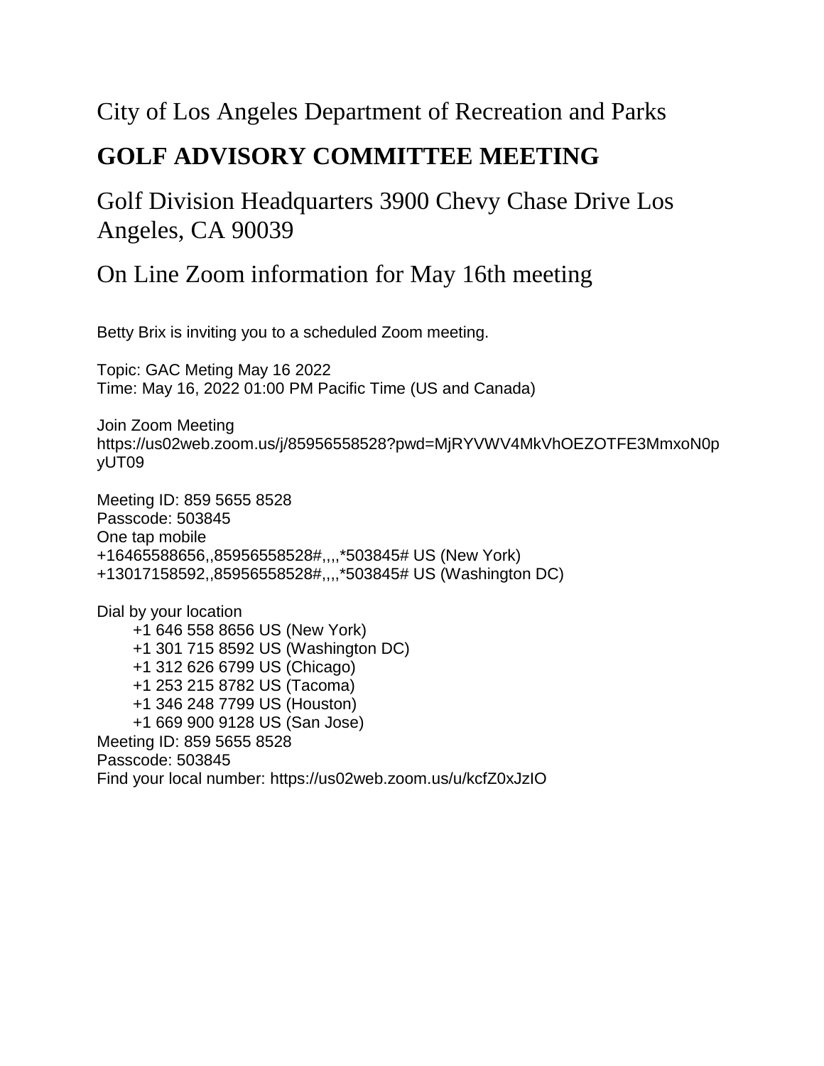City of Los Angeles Department of Recreation and Parks

# GOLF ADVISORY COMMITTEE MEETING

Golf Division Headquarters 3900 Chevy Chase Drive Los Angeles, CA 90039

On Line Zoom information for May 16th meeting

Betty Brix is inviting you to a scheduled Zoom meeting.

Topic: GAC Meting May 16 2022
Time: May 16, 2022 01:00 PM Pacific Time (US and Canada)

Join Zoom Meeting
https://us02web.zoom.us/j/85956558528?pwd=MjRYVWV4MkVhOEZOTFE3MmxoN0pyUT09

Meeting ID: 859 5655 8528
Passcode: 503845
One tap mobile
+16465588656,,85956558528#,,,,*503845# US (New York)
+13017158592,,85956558528#,,,,*503845# US (Washington DC)

Dial by your location
+1 646 558 8656 US (New York)
+1 301 715 8592 US (Washington DC)
+1 312 626 6799 US (Chicago)
+1 253 215 8782 US (Tacoma)
+1 346 248 7799 US (Houston)
+1 669 900 9128 US (San Jose)
Meeting ID: 859 5655 8528
Passcode: 503845
Find your local number: https://us02web.zoom.us/u/kcfZ0xJzIO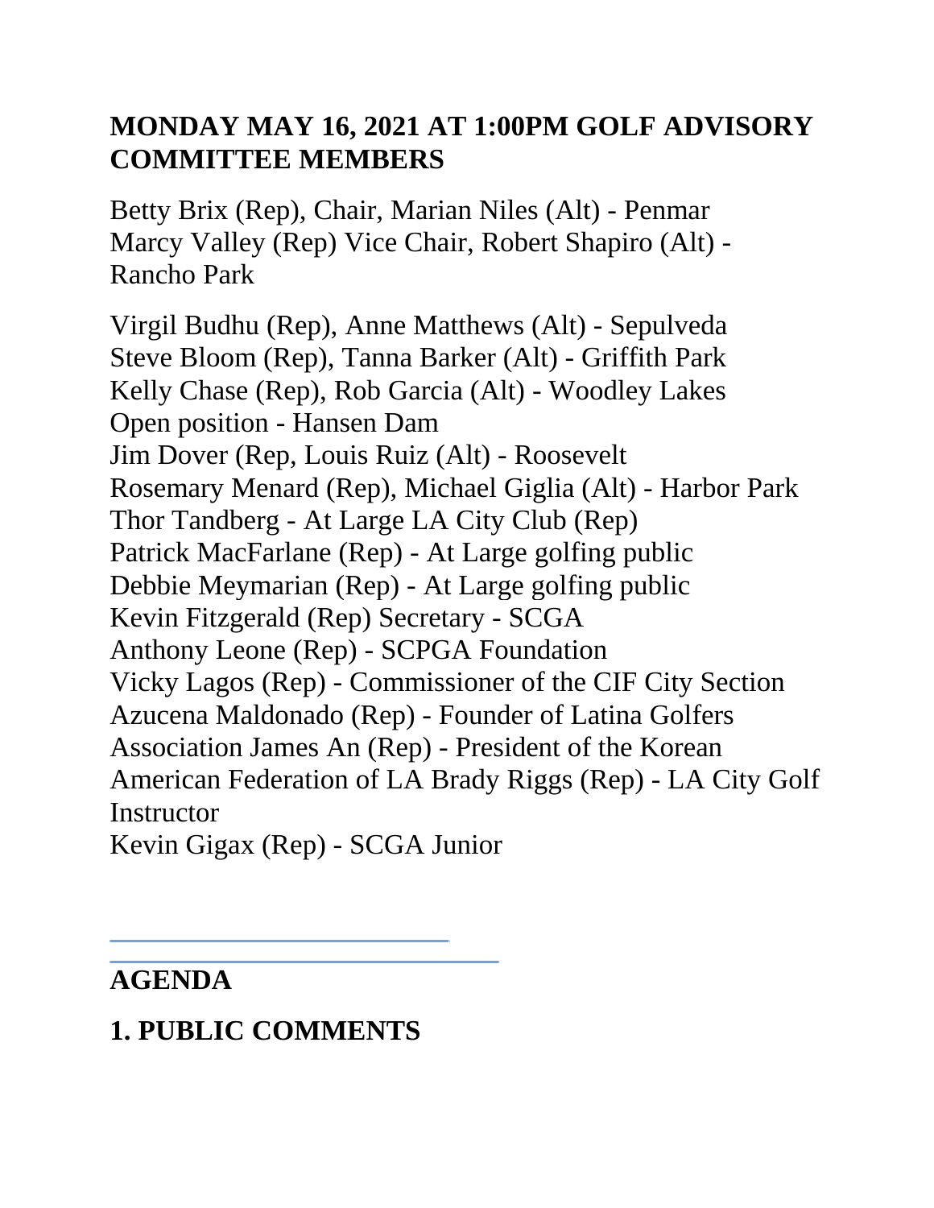## MONDAY MAY 16, 2021 AT 1:00PM GOLF ADVISORY COMMITTEE MEMBERS

Betty Brix (Rep), Chair, Marian Niles (Alt) - Penmar
Marcy Valley (Rep) Vice Chair, Robert Shapiro (Alt) - Rancho Park

Virgil Budhu (Rep), Anne Matthews (Alt) - Sepulveda
Steve Bloom (Rep), Tanna Barker (Alt) - Griffith Park
Kelly Chase (Rep), Rob Garcia (Alt) - Woodley Lakes
Open position - Hansen Dam
Jim Dover (Rep, Louis Ruiz (Alt) - Roosevelt
Rosemary Menard (Rep), Michael Giglia (Alt) - Harbor Park
Thor Tandberg - At Large LA City Club (Rep)
Patrick MacFarlane (Rep) - At Large golfing public
Debbie Meymarian (Rep) - At Large golfing public
Kevin Fitzgerald (Rep) Secretary - SCGA
Anthony Leone (Rep) - SCPGA Foundation
Vicky Lagos (Rep) - Commissioner of the CIF City Section
Azucena Maldonado (Rep) - Founder of Latina Golfers Association James An (Rep) - President of the Korean American Federation of LA Brady Riggs (Rep) - LA City Golf Instructor
Kevin Gigax (Rep) - SCGA Junior

---

## AGENDA

## 1. PUBLIC COMMENTS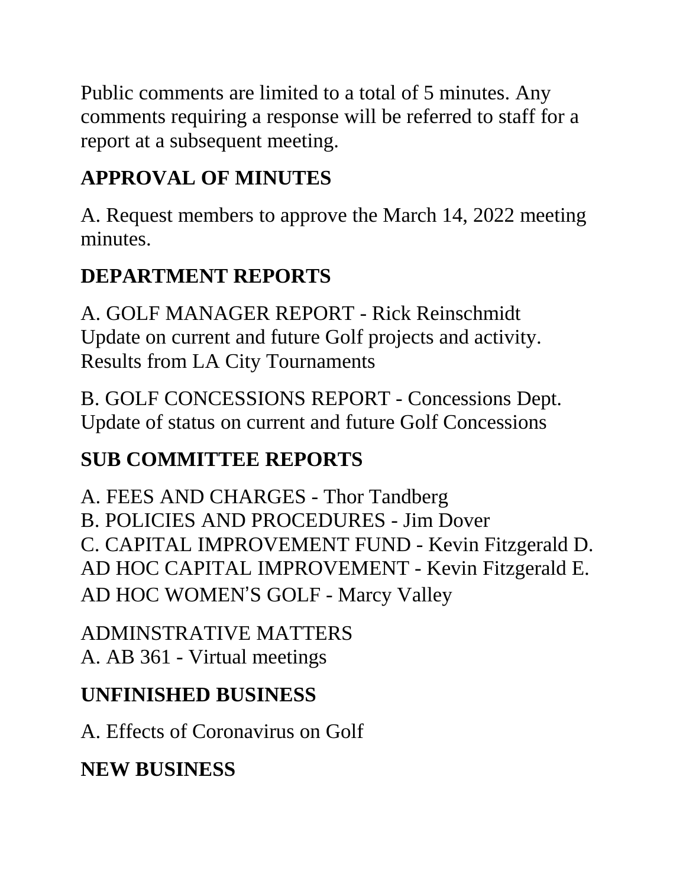Public comments are limited to a total of 5 minutes. Any comments requiring a response will be referred to staff for a report at a subsequent meeting.

## APPROVAL OF MINUTES

A. Request members to approve the March 14, 2022 meeting minutes.

## DEPARTMENT REPORTS

A. GOLF MANAGER REPORT - Rick Reinschmidt
Update on current and future Golf projects and activity.
Results from LA City Tournaments

B. GOLF CONCESSIONS REPORT - Concessions Dept.
Update of status on current and future Golf Concessions

## SUB COMMITTEE REPORTS

A. FEES AND CHARGES - Thor Tandberg
B. POLICIES AND PROCEDURES - Jim Dover
C. CAPITAL IMPROVEMENT FUND - Kevin Fitzgerald D. AD HOC CAPITAL IMPROVEMENT - Kevin Fitzgerald E. AD HOC WOMEN'S GOLF - Marcy Valley

ADMINSTRATIVE MATTERS
A. AB 361 - Virtual meetings

## UNFINISHED BUSINESS

A. Effects of Coronavirus on Golf

## NEW BUSINESS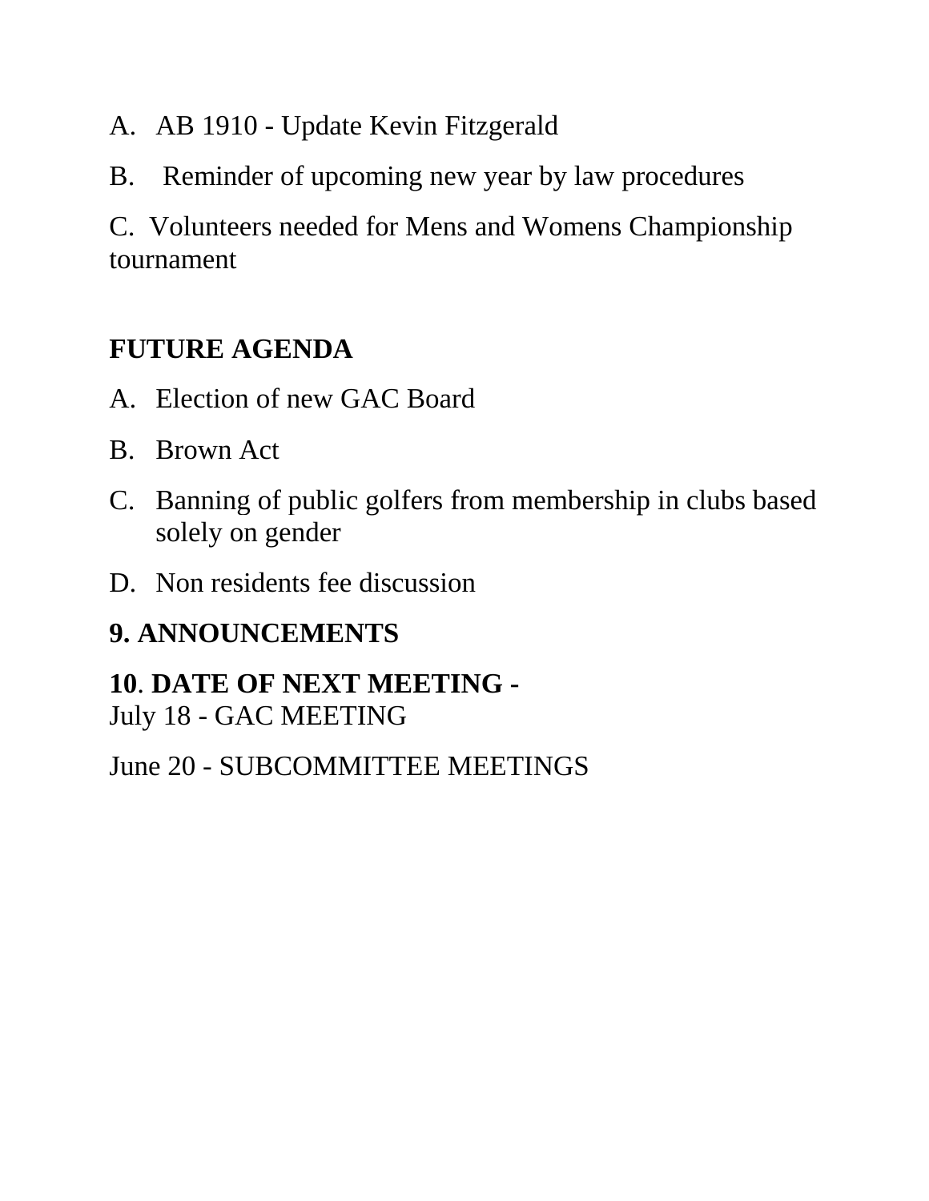A. AB 1910 - Update Kevin Fitzgerald

B. Reminder of upcoming new year by law procedures

C. Volunteers needed for Mens and Womens Championship tournament

**FUTURE AGENDA**

A. Election of new GAC Board

B. Brown Act

C. Banning of public golfers from membership in clubs based solely on gender

D. Non residents fee discussion

**9. ANNOUNCEMENTS**

**10. DATE OF NEXT MEETING -**
July 18 - GAC MEETING

June 20 - SUBCOMMITTEE MEETINGS